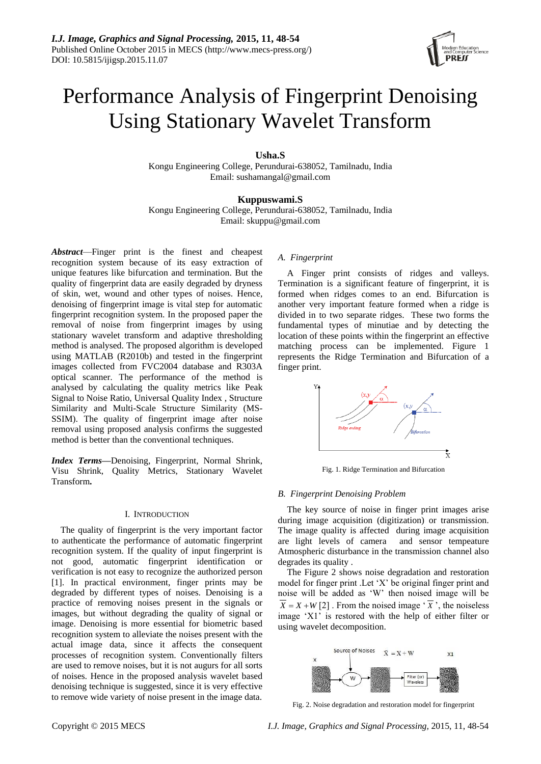# Performance Analysis of Fingerprint Denoising Using Stationary Wavelet Transform

**Usha.S**

Kongu Engineering College, Perundurai-638052, Tamilnadu, India
Email: sushamangal@gmail.com

**Kuppuswami.S**

Kongu Engineering College, Perundurai-638052, Tamilnadu, India
Email: skuppu@gmail.com

***Abstract***—Finger print is the finest and cheapest recognition system because of its easy extraction of unique features like bifurcation and termination. But the quality of fingerprint data are easily degraded by dryness of skin, wet, wound and other types of noises. Hence, denoising of fingerprint image is vital step for automatic fingerprint recognition system. In the proposed paper the removal of noise from fingerprint images by using stationary wavelet transform and adaptive thresholding method is analysed. The proposed algorithm is developed using MATLAB (R2010b) and tested in the fingerprint images collected from FVC2004 database and R303A optical scanner. The performance of the method is analysed by calculating the quality metrics like Peak Signal to Noise Ratio, Universal Quality Index , Structure Similarity and Multi-Scale Structure Similarity (MS-SSIM). The quality of fingerprint image after noise removal using proposed analysis confirms the suggested method is better than the conventional techniques.

***Index Terms*—**Denoising, Fingerprint, Normal Shrink, Visu Shrink, Quality Metrics, Stationary Wavelet Transform**.**

## I. Introduction

The quality of fingerprint is the very important factor to authenticate the performance of automatic fingerprint recognition system. If the quality of input fingerprint is not good, automatic fingerprint identification or verification is not easy to recognize the authorized person [1]. In practical environment, finger prints may be degraded by different types of noises. Denoising is a practice of removing noises present in the signals or images, but without degrading the quality of signal or image. Denoising is more essential for biometric based recognition system to alleviate the noises present with the actual image data, since it affects the consequent processes of recognition system. Conventionally filters are used to remove noises, but it is not augurs for all sorts of noises. Hence in the proposed analysis wavelet based denoising technique is suggested, since it is very effective to remove wide variety of noise present in the image data.

### *A. Fingerprint*

A Finger print consists of ridges and valleys. Termination is a significant feature of fingerprint, it is formed when ridges comes to an end. Bifurcation is another very important feature formed when a ridge is divided in to two separate ridges. These two forms the fundamental types of minutiae and by detecting the location of these points within the fingerprint an effective matching process can be implemented. Figure 1 represents the Ridge Termination and Bifurcation of a finger print.

Fig. 1. Ridge Termination and Bifurcation

### *B. Fingerprint Denoising Problem*

The key source of noise in finger print images arise during image acquisition (digitization) or transmission. The image quality is affected during image acquisition are light levels of camera and sensor tempeature Atmospheric disturbance in the transmission channel also degrades its quality .

The Figure 2 shows noise degradation and restoration model for finger print .Let 'X' be original finger print and noise will be added as 'W' then noised image will be $\overline{X} = X + W$ [2] . From the noised image '$\overline{X}$', the noiseless image 'X1' is restored with the help of either filter or using wavelet decomposition.

Fig. 2. Noise degradation and restoration model for fingerprint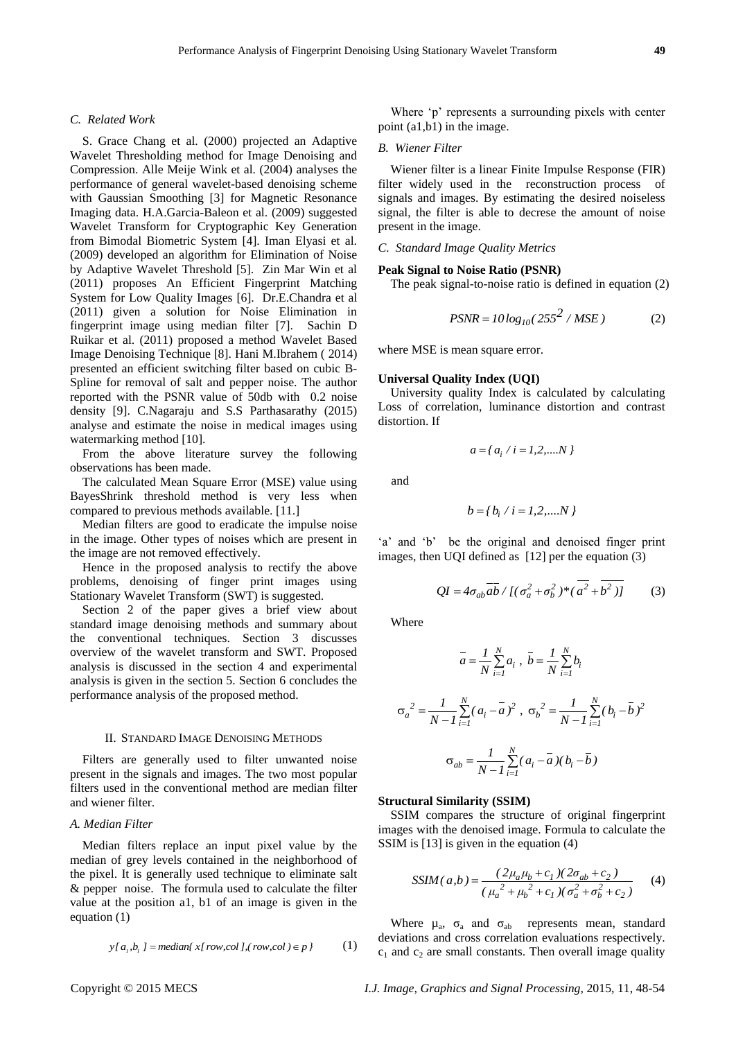### C. Related Work

S. Grace Chang et al. (2000) projected an Adaptive Wavelet Thresholding method for Image Denoising and Compression. Alle Meije Wink et al. (2004) analyses the performance of general wavelet-based denoising scheme with Gaussian Smoothing [3] for Magnetic Resonance Imaging data. H.A.Garcia-Baleon et al. (2009) suggested Wavelet Transform for Cryptographic Key Generation from Bimodal Biometric System [4]. Iman Elyasi et al. (2009) developed an algorithm for Elimination of Noise by Adaptive Wavelet Threshold [5]. Zin Mar Win et al (2011) proposes An Efficient Fingerprint Matching System for Low Quality Images [6]. Dr.E.Chandra et al (2011) given a solution for Noise Elimination in fingerprint image using median filter [7]. Sachin D Ruikar et al. (2011) proposed a method Wavelet Based Image Denoising Technique [8]. Hani M.Ibrahem ( 2014) presented an efficient switching filter based on cubic B-Spline for removal of salt and pepper noise. The author reported with the PSNR value of 50db with 0.2 noise density [9]. C.Nagaraju and S.S Parthasarathy (2015) analyse and estimate the noise in medical images using watermarking method [10].

From the above literature survey the following observations has been made.

The calculated Mean Square Error (MSE) value using BayesShrink threshold method is very less when compared to previous methods available. [11.]

Median filters are good to eradicate the impulse noise in the image. Other types of noises which are present in the image are not removed effectively.

Hence in the proposed analysis to rectify the above problems, denoising of finger print images using Stationary Wavelet Transform (SWT) is suggested.

Section 2 of the paper gives a brief view about standard image denoising methods and summary about the conventional techniques. Section 3 discusses overview of the wavelet transform and SWT. Proposed analysis is discussed in the section 4 and experimental analysis is given in the section 5. Section 6 concludes the performance analysis of the proposed method.

## II. Standard Image Denoising Methods

Filters are generally used to filter unwanted noise present in the signals and images. The two most popular filters used in the conventional method are median filter and wiener filter.

### A. Median Filter

Median filters replace an input pixel value by the median of grey levels contained in the neighborhood of the pixel. It is generally used technique to eliminate salt & pepper noise. The formula used to calculate the filter value at the position a1, b1 of an image is given in the equation (1)

$$y[a_1, b_1] = median\{ x[row, col], (row, col) \in p \} \qquad (1)$$

Where 'p' represents a surrounding pixels with center point (a1,b1) in the image.

### B. Wiener Filter

Wiener filter is a linear Finite Impulse Response (FIR) filter widely used in the reconstruction process of signals and images. By estimating the desired noiseless signal, the filter is able to decrese the amount of noise present in the image.

### C. Standard Image Quality Metrics

**Peak Signal to Noise Ratio (PSNR)**

The peak signal-to-noise ratio is defined in equation (2)

$$PSNR = 10 \log_{10}( 255^2 / MSE ) \qquad (2)$$

where MSE is mean square error.

**Universal Quality Index (UQI)**

University quality Index is calculated by calculating Loss of correlation, luminance distortion and contrast distortion. If

$$a = \{ a_i \,/\, i = 1,2,....N \}$$

and

$$b = \{ b_i \,/\, i = 1,2,....N \}$$

'a' and 'b' be the original and denoised finger print images, then UQI defined as [12] per the equation (3)

$$QI = 4\sigma_{ab}\overline{a}\overline{b} \,/\, [(\sigma_a^2 + \sigma_b^2)*(\overline{a^2} + \overline{b^2})] \qquad (3)$$

Where

$$\overline{a} = \frac{1}{N}\sum_{i=1}^{N} a_i \,,\ \overline{b} = \frac{1}{N}\sum_{i=1}^{N} b_i$$

$$\sigma_a^{\,2} = \frac{1}{N-1}\sum_{i=1}^{N}(a_i - \overline{a})^2 \,,\ \sigma_b^{\,2} = \frac{1}{N-1}\sum_{i=1}^{N}(b_i - \overline{b})^2$$

$$\sigma_{ab} = \frac{1}{N-1}\sum_{i=1}^{N}(a_i - \overline{a})(b_i - \overline{b})$$

**Structural Similarity (SSIM)**

SSIM compares the structure of original fingerprint images with the denoised image. Formula to calculate the SSIM is [13] is given in the equation (4)

$$SSIM(a,b) = \frac{(2\mu_a\mu_b + c_1)(2\sigma_{ab} + c_2)}{(\mu_a^{\,2} + \mu_b^{\,2} + c_1)(\sigma_a^2 + \sigma_b^2 + c_2)} \qquad (4)$$

Where $\mu_a$, $\sigma_a$ and $\sigma_{ab}$ represents mean, standard deviations and cross correlation evaluations respectively. $c_1$ and $c_2$ are small constants. Then overall image quality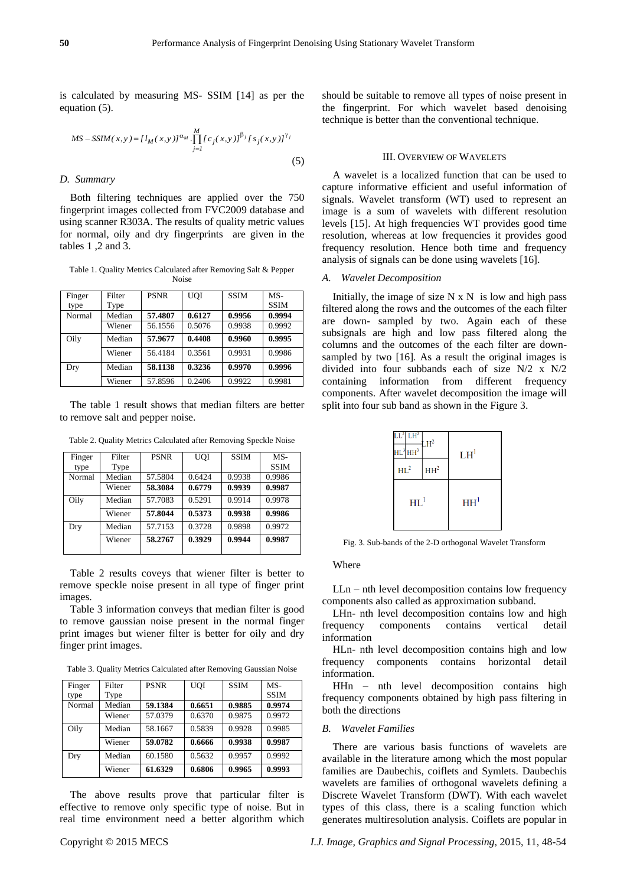is calculated by measuring MS- SSIM [14] as per the equation (5).

$$MS-SSIM(x,y)=[l_M(x,y)]^{\alpha_M}.\prod_{j=1}^{M}[c_j(x,y)]^{\beta_j}[s_j(x,y)]^{\gamma_j} \quad (5)$$

### D. Summary

Both filtering techniques are applied over the 750 fingerprint images collected from FVC2009 database and using scanner R303A. The results of quality metric values for normal, oily and dry fingerprints are given in the tables 1 ,2 and 3.

Table 1. Quality Metrics Calculated after Removing Salt & Pepper Noise

| Finger type | Filter Type | PSNR | UQI | SSIM | MS-SSIM |
|---|---|---|---|---|---|
| Normal | Median | **57.4807** | **0.6127** | **0.9956** | **0.9994** |
| | Wiener | 56.1556 | 0.5076 | 0.9938 | 0.9992 |
| Oily | Median | **57.9677** | **0.4408** | **0.9960** | **0.9995** |
| | Wiener | 56.4184 | 0.3561 | 0.9931 | 0.9986 |
| Dry | Median | **58.1138** | **0.3236** | **0.9970** | **0.9996** |
| | Wiener | 57.8596 | 0.2406 | 0.9922 | 0.9981 |

The table 1 result shows that median filters are better to remove salt and pepper noise.

Table 2. Quality Metrics Calculated after Removing Speckle Noise

| Finger type | Filter Type | PSNR | UQI | SSIM | MS-SSIM |
|---|---|---|---|---|---|
| Normal | Median | 57.5804 | 0.6424 | 0.9938 | 0.9986 |
| | Wiener | **58.3084** | **0.6779** | **0.9939** | **0.9987** |
| Oily | Median | 57.7083 | 0.5291 | 0.9914 | 0.9978 |
| | Wiener | **57.8044** | **0.5373** | **0.9938** | **0.9986** |
| Dry | Median | 57.7153 | 0.3728 | 0.9898 | 0.9972 |
| | Wiener | **58.2767** | **0.3929** | **0.9944** | **0.9987** |

Table 2 results coveys that wiener filter is better to remove speckle noise present in all type of finger print images.

Table 3 information conveys that median filter is good to remove gaussian noise present in the normal finger print images but wiener filter is better for oily and dry finger print images.

Table 3. Quality Metrics Calculated after Removing Gaussian Noise

| Finger type | Filter Type | PSNR | UQI | SSIM | MS-SSIM |
|---|---|---|---|---|---|
| Normal | Median | **59.1384** | **0.6651** | **0.9885** | **0.9974** |
| | Wiener | 57.0379 | 0.6370 | 0.9875 | 0.9972 |
| Oily | Median | 58.1667 | 0.5839 | 0.9928 | 0.9985 |
| | Wiener | **59.0782** | **0.6666** | **0.9938** | **0.9987** |
| Dry | Median | 60.1580 | 0.5632 | 0.9957 | 0.9992 |
| | Wiener | **61.6329** | **0.6806** | **0.9965** | **0.9993** |

The above results prove that particular filter is effective to remove only specific type of noise. But in real time environment need a better algorithm which should be suitable to remove all types of noise present in the fingerprint. For which wavelet based denoising technique is better than the conventional technique.

## III. Overview of Wavelets

A wavelet is a localized function that can be used to capture informative efficient and useful information of signals. Wavelet transform (WT) used to represent an image is a sum of wavelets with different resolution levels [15]. At high frequencies WT provides good time resolution, whereas at low frequencies it provides good frequency resolution. Hence both time and frequency analysis of signals can be done using wavelets [16].

### A. Wavelet Decomposition

Initially, the image of size N x N is low and high pass filtered along the rows and the outcomes of the each filter are down- sampled by two. Again each of these subsignals are high and low pass filtered along the columns and the outcomes of the each filter are down-sampled by two [16]. As a result the original images is divided into four subbands each of size N/2 x N/2 containing information from different frequency components. After wavelet decomposition the image will split into four sub band as shown in the Figure 3.

| $LL^3$ $LH^3$ / $HL^3$ $HH^3$ | $LH^2$ | $LH^1$ |
|---|---|---|
| $HL^2$ | $HH^2$ | |
| $HL^1$ | | $HH^1$ |

Fig. 3. Sub-bands of the 2-D orthogonal Wavelet Transform

Where

LLn – nth level decomposition contains low frequency components also called as approximation subband.

LHn- nth level decomposition contains low and high frequency components contains vertical detail information

HLn- nth level decomposition contains high and low frequency components contains horizontal detail information.

HHn – nth level decomposition contains high frequency components obtained by high pass filtering in both the directions

### B. Wavelet Families

There are various basis functions of wavelets are available in the literature among which the most popular families are Daubechis, coiflets and Symlets. Daubechis wavelets are families of orthogonal wavelets defining a Discrete Wavelet Transform (DWT). With each wavelet types of this class, there is a scaling function which generates multiresolution analysis. Coiflets are popular in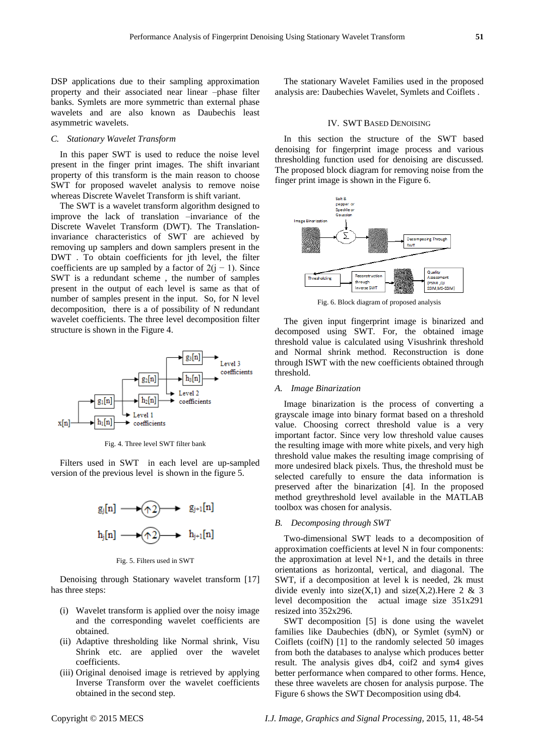DSP applications due to their sampling approximation property and their associated near linear –phase filter banks. Symlets are more symmetric than external phase wavelets and are also known as Daubechis least asymmetric wavelets.

### *C. Stationary Wavelet Transform*

In this paper SWT is used to reduce the noise level present in the finger print images. The shift invariant property of this transform is the main reason to choose SWT for proposed wavelet analysis to remove noise whereas Discrete Wavelet Transform is shift variant.

The SWT is a wavelet transform algorithm designed to improve the lack of translation –invariance of the Discrete Wavelet Transform (DWT). The Translation-invariance characteristics of SWT are achieved by removing up samplers and down samplers present in the DWT . To obtain coefficients for jth level, the filter coefficients are up sampled by a factor of $2(j-1)$. Since SWT is a redundant scheme , the number of samples present in the output of each level is same as that of number of samples present in the input. So, for N level decomposition, there is a of possibility of N redundant wavelet coefficients. The three level decomposition filter structure is shown in the Figure 4.

Fig. 4. Three level SWT filter bank

Filters used in SWT in each level are up-sampled version of the previous level is shown in the figure 5.

Fig. 5. Filters used in SWT

Denoising through Stationary wavelet transform [17] has three steps:

(i) Wavelet transform is applied over the noisy image and the corresponding wavelet coefficients are obtained.
(ii) Adaptive thresholding like Normal shrink, Visu Shrink etc. are applied over the wavelet coefficients.
(iii) Original denoised image is retrieved by applying Inverse Transform over the wavelet coefficients obtained in the second step.

The stationary Wavelet Families used in the proposed analysis are: Daubechies Wavelet, Symlets and Coiflets .

## IV. SWT Based Denoising

In this section the structure of the SWT based denoising for fingerprint image process and various thresholding function used for denoising are discussed. The proposed block diagram for removing noise from the finger print image is shown in the Figure 6.

Fig. 6. Block diagram of proposed analysis

The given input fingerprint image is binarized and decomposed using SWT. For, the obtained image threshold value is calculated using Visushrink threshold and Normal shrink method. Reconstruction is done through ISWT with the new coefficients obtained through threshold.

### *A. Image Binarization*

Image binarization is the process of converting a grayscale image into binary format based on a threshold value. Choosing correct threshold value is a very important factor. Since very low threshold value causes the resulting image with more white pixels, and very high threshold value makes the resulting image comprising of more undesired black pixels. Thus, the threshold must be selected carefully to ensure the data information is preserved after the binarization [4]. In the proposed method greythreshold level available in the MATLAB toolbox was chosen for analysis.

### *B. Decomposing through SWT*

Two-dimensional SWT leads to a decomposition of approximation coefficients at level N in four components: the approximation at level N+1, and the details in three orientations as horizontal, vertical, and diagonal. The SWT, if a decomposition at level k is needed, 2k must divide evenly into size(X,1) and size(X,2).Here 2 & 3 level decomposition the actual image size 351x291 resized into 352x296.

SWT decomposition [5] is done using the wavelet families like Daubechies (dbN), or Symlet (symN) or Coiflets (coifN) [1] to the randomly selected 50 images from both the databases to analyse which produces better result. The analysis gives db4, coif2 and sym4 gives better performance when compared to other forms. Hence, these three wavelets are chosen for analysis purpose. The Figure 6 shows the SWT Decomposition using db4.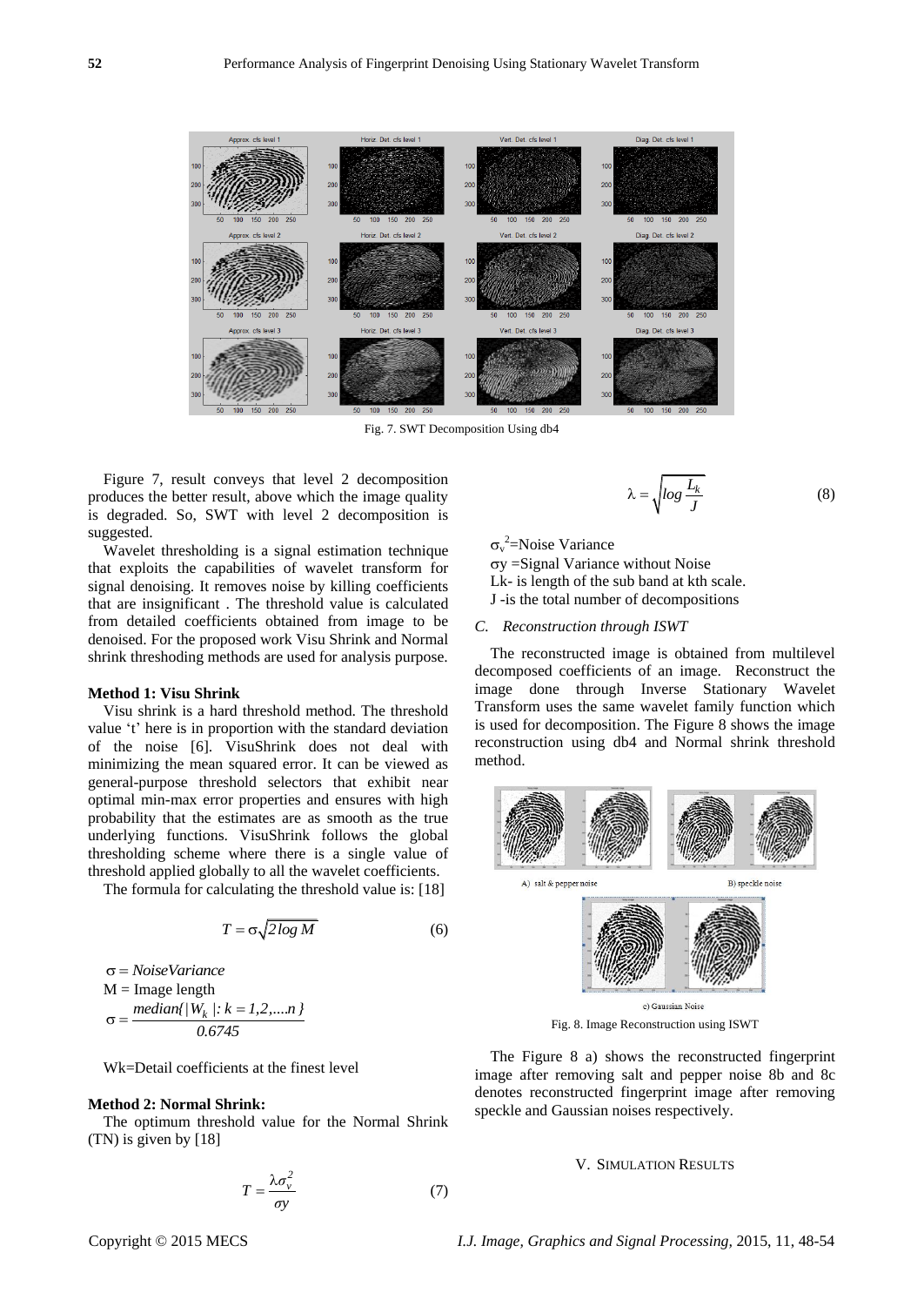Fig. 7. SWT Decomposition Using db4

Figure 7, result conveys that level 2 decomposition produces the better result, above which the image quality is degraded. So, SWT with level 2 decomposition is suggested.

Wavelet thresholding is a signal estimation technique that exploits the capabilities of wavelet transform for signal denoising. It removes noise by killing coefficients that are insignificant . The threshold value is calculated from detailed coefficients obtained from image to be denoised. For the proposed work Visu Shrink and Normal shrink thresholding methods are used for analysis purpose.

**Method 1: Visu Shrink**

Visu shrink is a hard threshold method. The threshold value 't' here is in proportion with the standard deviation of the noise [6]. VisuShrink does not deal with minimizing the mean squared error. It can be viewed as general-purpose threshold selectors that exhibit near optimal min-max error properties and ensures with high probability that the estimates are as smooth as the true underlying functions. VisuShrink follows the global thresholding scheme where there is a single value of threshold applied globally to all the wavelet coefficients.

The formula for calculating the threshold value is: [18]

$$T = \sigma\sqrt{2\log M} \tag{6}$$

$\sigma = NoiseVariance$

M = Image length

$$\sigma = \frac{median\{|W_k|: k = 1,2,....n\}}{0.6745}$$

Wk=Detail coefficients at the finest level

**Method 2: Normal Shrink:**

The optimum threshold value for the Normal Shrink (TN) is given by [18]

$$T = \frac{\lambda\sigma_v^2}{\sigma y} \tag{7}$$

$$\lambda = \sqrt{\log\frac{L_k}{J}} \tag{8}$$

$\sigma_v^2$=Noise Variance

$\sigma y$ =Signal Variance without Noise

Lk- is length of the sub band at kth scale.

J -is the total number of decompositions

### C. Reconstruction through ISWT

The reconstructed image is obtained from multilevel decomposed coefficients of an image. Reconstruct the image done through Inverse Stationary Wavelet Transform uses the same wavelet family function which is used for decomposition. The Figure 8 shows the image reconstruction using db4 and Normal shrink threshold method.

A) salt & pepper noise B) speckle noise

c) Gaussian Noise

Fig. 8. Image Reconstruction using ISWT

The Figure 8 a) shows the reconstructed fingerprint image after removing salt and pepper noise 8b and 8c denotes reconstructed fingerprint image after removing speckle and Gaussian noises respectively.

## V. Simulation Results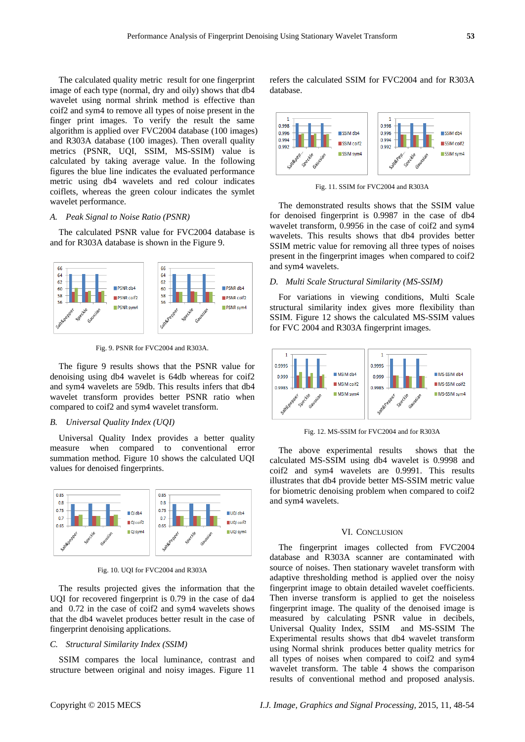The calculated quality metric result for one fingerprint image of each type (normal, dry and oily) shows that db4 wavelet using normal shrink method is effective than coif2 and sym4 to remove all types of noise present in the finger print images. To verify the result the same algorithm is applied over FVC2004 database (100 images) and R303A database (100 images). Then overall quality metrics (PSNR, UQI, SSIM, MS-SSIM) value is calculated by taking average value. In the following figures the blue line indicates the evaluated performance metric using db4 wavelets and red colour indicates coiflets, whereas the green colour indicates the symlet wavelet performance.

### *A. Peak Signal to Noise Ratio (PSNR)*

The calculated PSNR value for FVC2004 database is and for R303A database is shown in the Figure 9.

Fig. 9. PSNR for FVC2004 and R303A.

The figure 9 results shows that the PSNR value for denoising using db4 wavelet is 64db whereas for coif2 and sym4 wavelets are 59db. This results infers that db4 wavelet transform provides better PSNR ratio when compared to coif2 and sym4 wavelet transform.

### *B. Universal Quality Index (UQI)*

Universal Quality Index provides a better quality measure when compared to conventional error summation method. Figure 10 shows the calculated UQI values for denoised fingerprints.

Fig. 10. UQI for FVC2004 and R303A

The results projected gives the information that the UQI for recovered fingerprint is 0.79 in the case of da4 and 0.72 in the case of coif2 and sym4 wavelets shows that the db4 wavelet produces better result in the case of fingerprint denoising applications.

### *C. Structural Similarity Index (SSIM)*

SSIM compares the local luminance, contrast and structure between original and noisy images. Figure 11 refers the calculated SSIM for FVC2004 and for R303A database.

Fig. 11. SSIM for FVC2004 and R303A

The demonstrated results shows that the SSIM value for denoised fingerprint is 0.9987 in the case of db4 wavelet transform, 0.9956 in the case of coif2 and sym4 wavelets. This results shows that db4 provides better SSIM metric value for removing all three types of noises present in the fingerprint images when compared to coif2 and sym4 wavelets.

### *D. Multi Scale Structural Similarity (MS-SSIM)*

For variations in viewing conditions, Multi Scale structural similarity index gives more flexibility than SSIM. Figure 12 shows the calculated MS-SSIM values for FVC 2004 and R303A fingerprint images.

Fig. 12. MS-SSIM for FVC2004 and for R303A

The above experimental results shows that the calculated MS-SSIM using db4 wavelet is 0.9998 and coif2 and sym4 wavelets are 0.9991. This results illustrates that db4 provide better MS-SSIM metric value for biometric denoising problem when compared to coif2 and sym4 wavelets.

## VI. Conclusion

The fingerprint images collected from FVC2004 database and R303A scanner are contaminated with source of noises. Then stationary wavelet transform with adaptive thresholding method is applied over the noisy fingerprint image to obtain detailed wavelet coefficients. Then inverse transform is applied to get the noiseless fingerprint image. The quality of the denoised image is measured by calculating PSNR value in decibels, Universal Quality Index, SSIM and MS-SSIM The Experimental results shows that db4 wavelet transform using Normal shrink produces better quality metrics for all types of noises when compared to coif2 and sym4 wavelet transform. The table 4 shows the comparison results of conventional method and proposed analysis.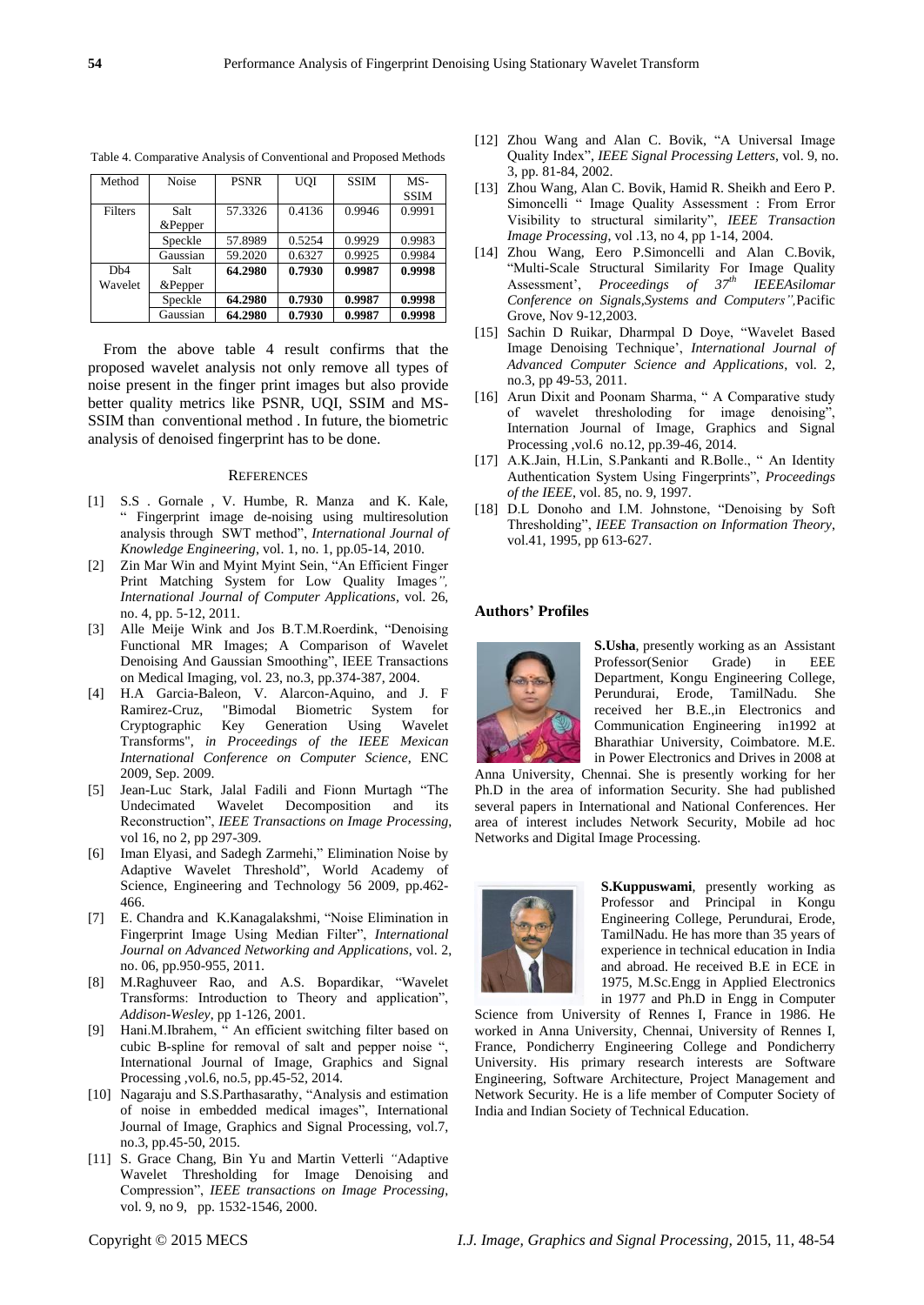Table 4. Comparative Analysis of Conventional and Proposed Methods

| Method | Noise | PSNR | UQI | SSIM | MS-SSIM |
|---|---|---|---|---|---|
| Filters | Salt &Pepper | 57.3326 | 0.4136 | 0.9946 | 0.9991 |
| | Speckle | 57.8989 | 0.5254 | 0.9929 | 0.9983 |
| | Gaussian | 59.2020 | 0.6327 | 0.9925 | 0.9984 |
| Db4 Wavelet | Salt &Pepper | **64.2980** | **0.7930** | **0.9987** | **0.9998** |
| | Speckle | **64.2980** | **0.7930** | **0.9987** | **0.9998** |
| | Gaussian | **64.2980** | **0.7930** | **0.9987** | **0.9998** |

From the above table 4 result confirms that the proposed wavelet analysis not only remove all types of noise present in the finger print images but also provide better quality metrics like PSNR, UQI, SSIM and MS-SSIM than conventional method . In future, the biometric analysis of denoised fingerprint has to be done.

## REFERENCES

[1] S.S . Gornale , V. Humbe, R. Manza and K. Kale, " Fingerprint image de-noising using multiresolution analysis through SWT method", *International Journal of Knowledge Engineering*, vol. 1, no. 1, pp.05-14, 2010.

[2] Zin Mar Win and Myint Myint Sein, "An Efficient Finger Print Matching System for Low Quality Images", *International Journal of Computer Applications*, vol. 26, no. 4, pp. 5-12, 2011.

[3] Alle Meije Wink and Jos B.T.M.Roerdink, "Denoising Functional MR Images; A Comparison of Wavelet Denoising And Gaussian Smoothing", IEEE Transactions on Medical Imaging, vol. 23, no.3, pp.374-387, 2004.

[4] H.A Garcia-Baleon, V. Alarcon-Aquino, and J. F Ramirez-Cruz, "Bimodal Biometric System for Cryptographic Key Generation Using Wavelet Transforms", *in Proceedings of the IEEE Mexican International Conference on Computer Science*, ENC 2009, Sep. 2009.

[5] Jean-Luc Stark, Jalal Fadili and Fionn Murtagh "The Undecimated Wavelet Decomposition and its Reconstruction", *IEEE Transactions on Image Processing*, vol 16, no 2, pp 297-309.

[6] Iman Elyasi, and Sadegh Zarmehi," Elimination Noise by Adaptive Wavelet Threshold", World Academy of Science, Engineering and Technology 56 2009, pp.462-466.

[7] E. Chandra and K.Kanagalakshmi, "Noise Elimination in Fingerprint Image Using Median Filter", *International Journal on Advanced Networking and Applications*, vol. 2, no. 06, pp.950-955, 2011.

[8] M.Raghuveer Rao, and A.S. Bopardikar, "Wavelet Transforms: Introduction to Theory and application", *Addison-Wesley*, pp 1-126, 2001.

[9] Hani.M.Ibrahem, " An efficient switching filter based on cubic B-spline for removal of salt and pepper noise ", International Journal of Image, Graphics and Signal Processing ,vol.6, no.5, pp.45-52, 2014.

[10] Nagaraju and S.S.Parthasarathy, "Analysis and estimation of noise in embedded medical images", International Journal of Image, Graphics and Signal Processing, vol.7, no.3, pp.45-50, 2015.

[11] S. Grace Chang, Bin Yu and Martin Vetterli "Adaptive Wavelet Thresholding for Image Denoising and Compression", *IEEE transactions on Image Processing*, vol. 9, no 9, pp. 1532-1546, 2000.

[12] Zhou Wang and Alan C. Bovik, "A Universal Image Quality Index", *IEEE Signal Processing Letters*, vol. 9, no. 3, pp. 81-84, 2002.

[13] Zhou Wang, Alan C. Bovik, Hamid R. Sheikh and Eero P. Simoncelli " Image Quality Assessment : From Error Visibility to structural similarity", *IEEE Transaction Image Processing*, vol .13, no 4, pp 1-14, 2004.

[14] Zhou Wang, Eero P.Simoncelli and Alan C.Bovik, "Multi-Scale Structural Similarity For Image Quality Assessment', *Proceedings of 37th IEEEAsilomar Conference on Signals,Systems and Computers",*Pacific Grove, Nov 9-12,2003.

[15] Sachin D Ruikar, Dharmpal D Doye, "Wavelet Based Image Denoising Technique', *International Journal of Advanced Computer Science and Applications*, vol. 2, no.3, pp 49-53, 2011.

[16] Arun Dixit and Poonam Sharma, " A Comparative study of wavelet thresholoding for image denoising", Internation Journal of Image, Graphics and Signal Processing ,vol.6 no.12, pp.39-46, 2014.

[17] A.K.Jain, H.Lin, S.Pankanti and R.Bolle., " An Identity Authentication System Using Fingerprints", *Proceedings of the IEEE*, vol. 85, no. 9, 1997.

[18] D.L Donoho and I.M. Johnstone, "Denoising by Soft Thresholding", *IEEE Transaction on Information Theory*, vol.41, 1995, pp 613-627.

## Authors' Profiles

**S.Usha**, presently working as an Assistant Professor(Senior Grade) in EEE Department, Kongu Engineering College, Perundurai, Erode, TamilNadu. She received her B.E.,in Electronics and Communication Engineering in1992 at Bharathiar University, Coimbatore. M.E. in Power Electronics and Drives in 2008 at Anna University, Chennai. She is presently working for her Ph.D in the area of information Security. She had published several papers in International and National Conferences. Her area of interest includes Network Security, Mobile ad hoc Networks and Digital Image Processing.

**S.Kuppuswami**, presently working as Professor and Principal in Kongu Engineering College, Perundurai, Erode, TamilNadu. He has more than 35 years of experience in technical education in India and abroad. He received B.E in ECE in 1975, M.Sc.Engg in Applied Electronics in 1977 and Ph.D in Engg in Computer Science from University of Rennes I, France in 1986. He worked in Anna University, Chennai, University of Rennes I, France, Pondicherry Engineering College and Pondicherry University. His primary research interests are Software Engineering, Software Architecture, Project Management and Network Security. He is a life member of Computer Society of India and Indian Society of Technical Education.